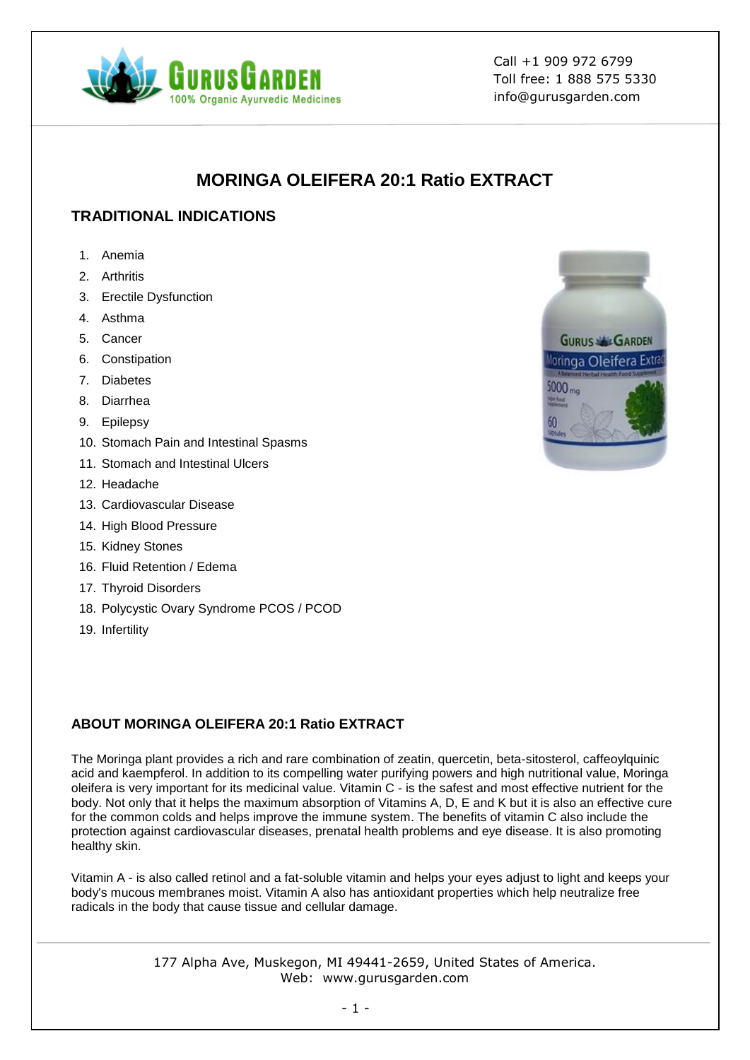Call +1 909 972 6799
Toll free: 1 888 575 5330
info@gurusgarden.com

# MORINGA OLEIFERA 20:1 Ratio EXTRACT

## TRADITIONAL INDICATIONS

1. Anemia
2. Arthritis
3. Erectile Dysfunction
4. Asthma
5. Cancer
6. Constipation
7. Diabetes
8. Diarrhea
9. Epilepsy
10. Stomach Pain and Intestinal Spasms
11. Stomach and Intestinal Ulcers
12. Headache
13. Cardiovascular Disease
14. High Blood Pressure
15. Kidney Stones
16. Fluid Retention / Edema
17. Thyroid Disorders
18. Polycystic Ovary Syndrome PCOS / PCOD
19. Infertility

## ABOUT MORINGA OLEIFERA 20:1 Ratio EXTRACT

The Moringa plant provides a rich and rare combination of zeatin, quercetin, beta-sitosterol, caffeoylquinic acid and kaempferol. In addition to its compelling water purifying powers and high nutritional value, Moringa oleifera is very important for its medicinal value. Vitamin C - is the safest and most effective nutrient for the body. Not only that it helps the maximum absorption of Vitamins A, D, E and K but it is also an effective cure for the common colds and helps improve the immune system. The benefits of vitamin C also include the protection against cardiovascular diseases, prenatal health problems and eye disease. It is also promoting healthy skin.

Vitamin A - is also called retinol and a fat-soluble vitamin and helps your eyes adjust to light and keeps your body's mucous membranes moist. Vitamin A also has antioxidant properties which help neutralize free radicals in the body that cause tissue and cellular damage.

177 Alpha Ave, Muskegon, MI 49441-2659, United States of America.
Web: www.gurusgarden.com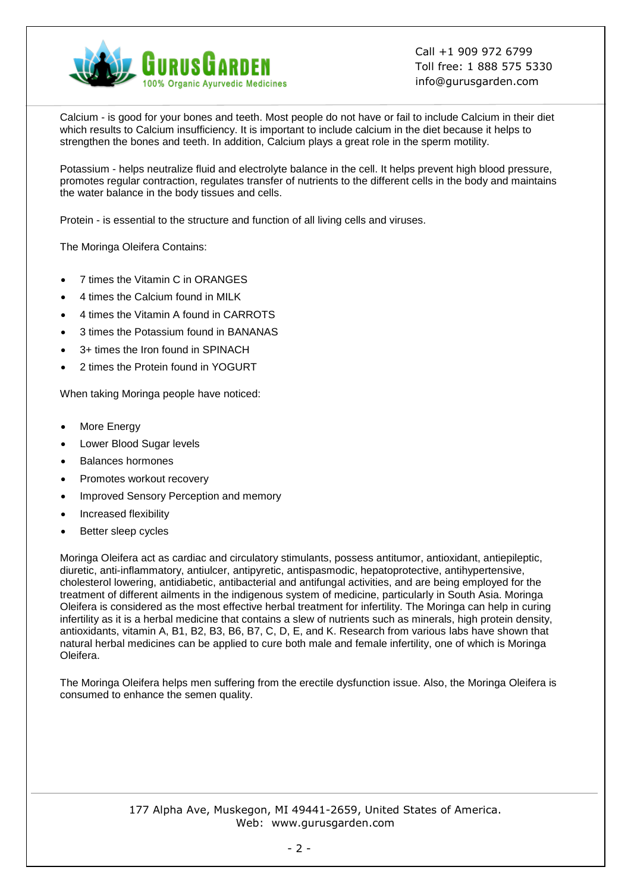Calcium - is good for your bones and teeth. Most people do not have or fail to include Calcium in their diet which results to Calcium insufficiency. It is important to include calcium in the diet because it helps to strengthen the bones and teeth. In addition, Calcium plays a great role in the sperm motility.

Potassium - helps neutralize fluid and electrolyte balance in the cell. It helps prevent high blood pressure, promotes regular contraction, regulates transfer of nutrients to the different cells in the body and maintains the water balance in the body tissues and cells.

Protein - is essential to the structure and function of all living cells and viruses.

The Moringa Oleifera Contains:

- 7 times the Vitamin C in ORANGES
- 4 times the Calcium found in MILK
- 4 times the Vitamin A found in CARROTS
- 3 times the Potassium found in BANANAS
- 3+ times the Iron found in SPINACH
- 2 times the Protein found in YOGURT

When taking Moringa people have noticed:

- More Energy
- Lower Blood Sugar levels
- Balances hormones
- Promotes workout recovery
- Improved Sensory Perception and memory
- Increased flexibility
- Better sleep cycles

Moringa Oleifera act as cardiac and circulatory stimulants, possess antitumor, antioxidant, antiepileptic, diuretic, anti-inflammatory, antiulcer, antipyretic, antispasmodic, hepatoprotective, antihypertensive, cholesterol lowering, antidiabetic, antibacterial and antifungal activities, and are being employed for the treatment of different ailments in the indigenous system of medicine, particularly in South Asia. Moringa Oleifera is considered as the most effective herbal treatment for infertility. The Moringa can help in curing infertility as it is a herbal medicine that contains a slew of nutrients such as minerals, high protein density, antioxidants, vitamin A, B1, B2, B3, B6, B7, C, D, E, and K. Research from various labs have shown that natural herbal medicines can be applied to cure both male and female infertility, one of which is Moringa Oleifera.

The Moringa Oleifera helps men suffering from the erectile dysfunction issue. Also, the Moringa Oleifera is consumed to enhance the semen quality.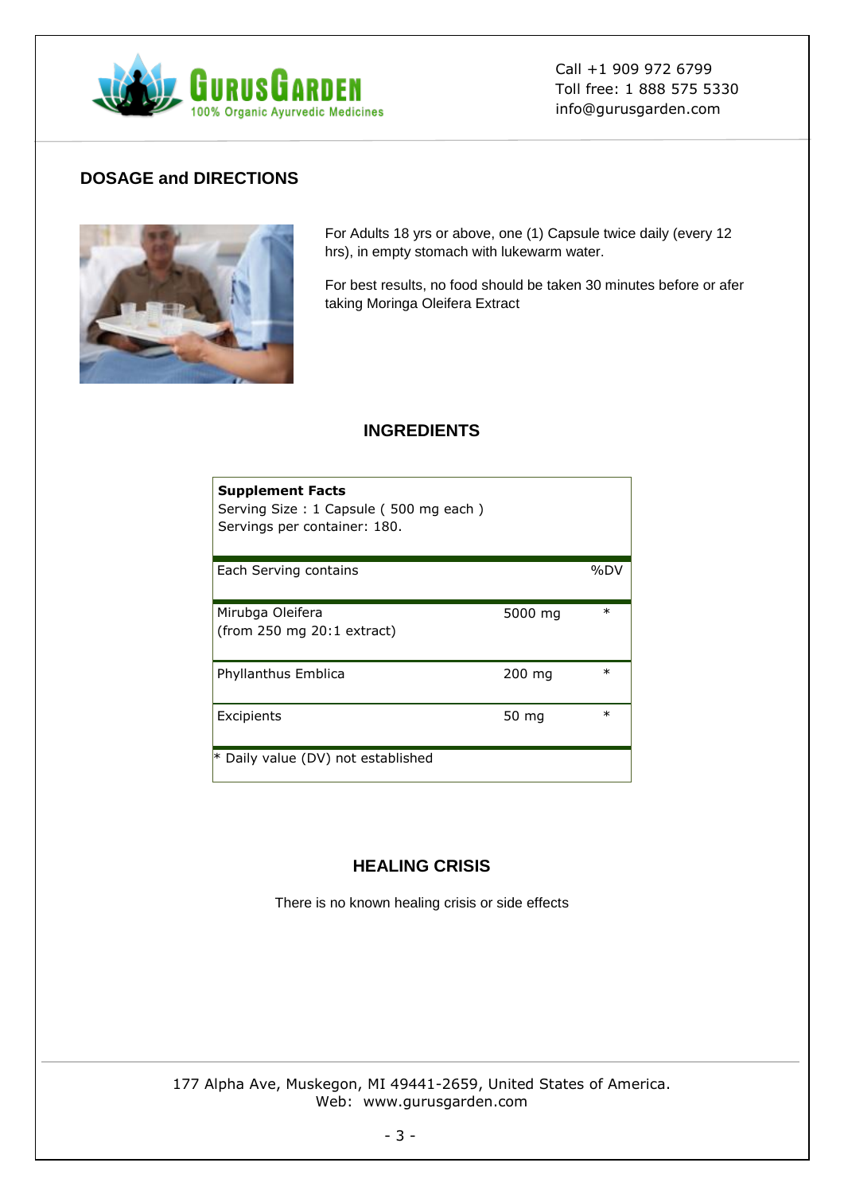## DOSAGE and DIRECTIONS

For Adults 18 yrs or above, one (1) Capsule twice daily (every 12 hrs), in empty stomach with lukewarm water.

For best results, no food should be taken 30 minutes before or afer taking Moringa Oleifera Extract

## INGREDIENTS

**Supplement Facts**
Serving Size : 1 Capsule ( 500 mg each )
Servings per container: 180.

| Each Serving contains | | %DV |
|---|---|---|
| Mirubga Oleifera (from 250 mg 20:1 extract) | 5000 mg | * |
| Phyllanthus Emblica | 200 mg | * |
| Excipients | 50 mg | * |

* Daily value (DV) not established

## HEALING CRISIS

There is no known healing crisis or side effects